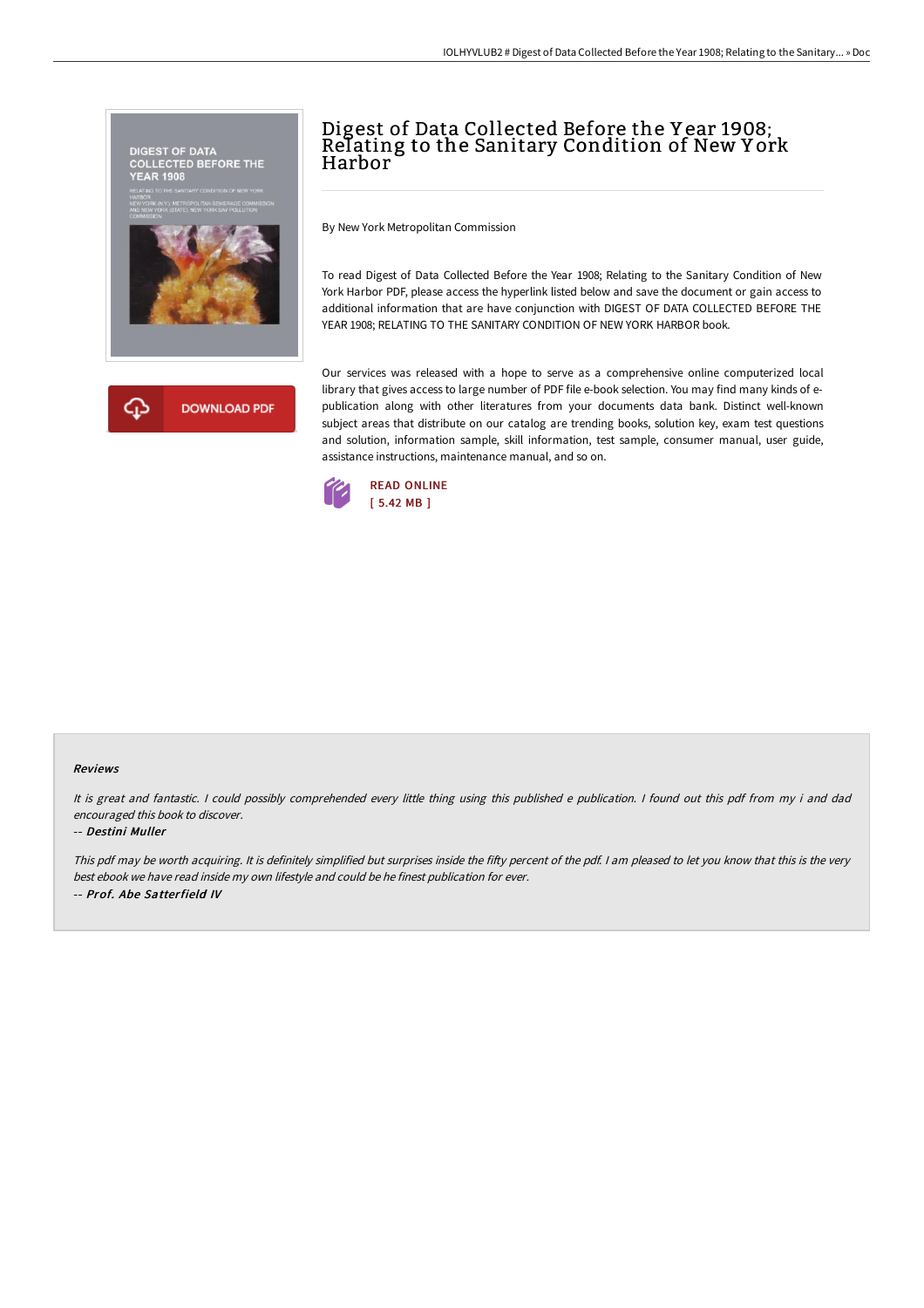# Digest of Data Collected Before the Year 1908; Relating to the Sanitary Condition of New York Harbor

By New York Metropolitan Commission

To read Digest of Data Collected Before the Year 1908; Relating to the Sanitary Condition of New York Harbor PDF, please access the hyperlink listed below and save the document or gain access to additional information that are have conjunction with DIGEST OF DATA COLLECTED BEFORE THE YEAR 1908; RELATING TO THE SANITARY CONDITION OF NEW YORK HARBOR book.

Our services was released with a hope to serve as a comprehensive online computerized local library that gives access to large number of PDF file e-book selection. You may find many kinds of e-publication along with other literatures from your documents data bank. Distinct well-known subject areas that distribute on our catalog are trending books, solution key, exam test questions and solution, information sample, skill information, test sample, consumer manual, user guide, assistance instructions, maintenance manual, and so on.

DOWNLOAD PDF

READ ONLINE
[ 5.42 MB ]

### Reviews

*It is great and fantastic. I could possibly comprehended every little thing using this published e publication. I found out this pdf from my i and dad encouraged this book to discover.*

*-- Destini Muller*

*This pdf may be worth acquiring. It is definitely simplified but surprises inside the fifty percent of the pdf. I am pleased to let you know that this is the very best ebook we have read inside my own lifestyle and could be he finest publication for ever.*

*-- Prof. Abe Satterfield IV*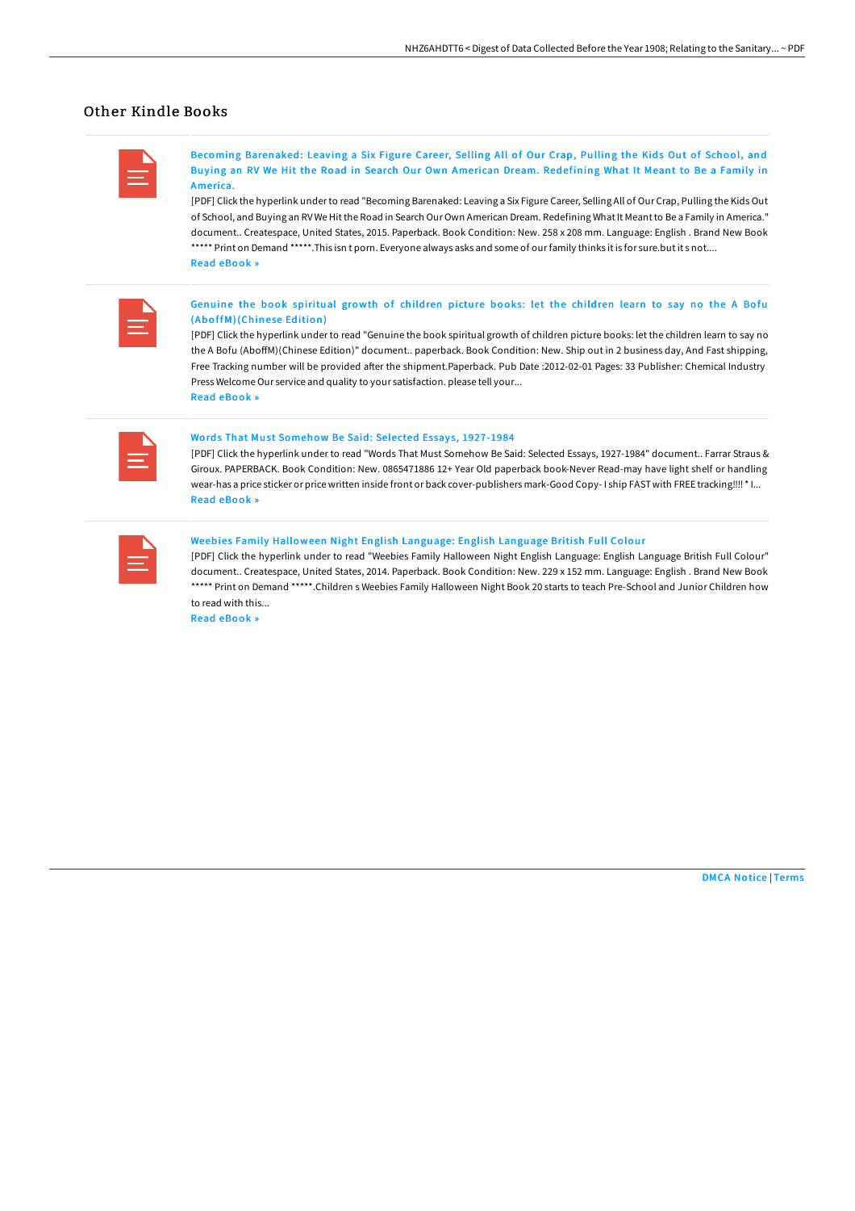## Other Kindle Books

### Becoming Barenaked: Leaving a Six Figure Career, Selling All of Our Crap, Pulling the Kids Out of School, and Buying an RV We Hit the Road in Search Our Own American Dream. Redefining What It Meant to Be a Family in America.

[PDF] Click the hyperlink under to read "Becoming Barenaked: Leaving a Six Figure Career, Selling All of Our Crap, Pulling the Kids Out of School, and Buying an RV We Hit the Road in Search Our Own American Dream. Redefining What It Meant to Be a Family in America." document.. Createspace, United States, 2015. Paperback. Book Condition: New. 258 x 208 mm. Language: English . Brand New Book ***** Print on Demand *****.This isn t porn. Everyone always asks and some of our family thinks it is for sure.but it s not....

Read eBook »

### Genuine the book spiritual growth of children picture books: let the children learn to say no the A Bofu (AboffM)(Chinese Edition)

[PDF] Click the hyperlink under to read "Genuine the book spiritual growth of children picture books: let the children learn to say no the A Bofu (AboffM)(Chinese Edition)" document.. paperback. Book Condition: New. Ship out in 2 business day, And Fast shipping, Free Tracking number will be provided after the shipment.Paperback. Pub Date :2012-02-01 Pages: 33 Publisher: Chemical Industry Press Welcome Our service and quality to your satisfaction. please tell your...

Read eBook »

### Words That Must Somehow Be Said: Selected Essays, 1927-1984

[PDF] Click the hyperlink under to read "Words That Must Somehow Be Said: Selected Essays, 1927-1984" document.. Farrar Straus & Giroux. PAPERBACK. Book Condition: New. 0865471886 12+ Year Old paperback book-Never Read-may have light shelf or handling wear-has a price sticker or price written inside front or back cover-publishers mark-Good Copy- I ship FAST with FREE tracking!!!! * I...

Read eBook »

### Weebies Family Halloween Night English Language: English Language British Full Colour

[PDF] Click the hyperlink under to read "Weebies Family Halloween Night English Language: English Language British Full Colour" document.. Createspace, United States, 2014. Paperback. Book Condition: New. 229 x 152 mm. Language: English . Brand New Book ***** Print on Demand *****.Children s Weebies Family Halloween Night Book 20 starts to teach Pre-School and Junior Children how to read with this...

Read eBook »

DMCA Notice | Terms